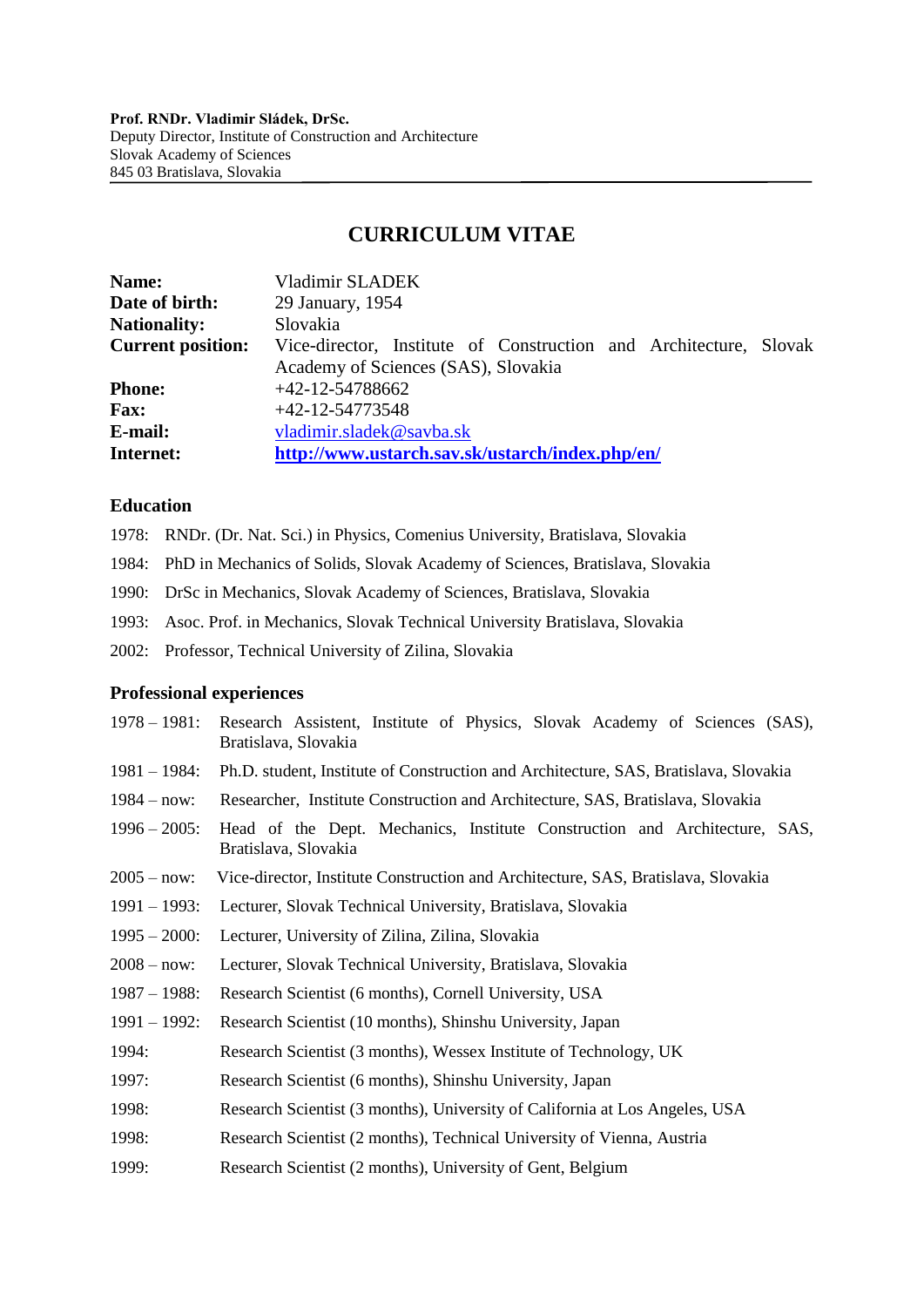**Prof. RNDr. Vladimir Sládek, DrSc.**
Deputy Director, Institute of Construction and Architecture
Slovak Academy of Sciences
845 03 Bratislava, Slovakia

# CURRICULUM VITAE

| | |
|---|---|
| **Name:** | Vladimir SLADEK |
| **Date of birth:** | 29 January, 1954 |
| **Nationality:** | Slovakia |
| **Current position:** | Vice-director, Institute of Construction and Architecture, Slovak Academy of Sciences (SAS), Slovakia |
| **Phone:** | +42-12-54788662 |
| **Fax:** | +42-12-54773548 |
| **E-mail:** | vladimir.sladek@savba.sk |
| **Internet:** | **http://www.ustarch.sav.sk/ustarch/index.php/en/** |

## Education

1978: RNDr. (Dr. Nat. Sci.) in Physics, Comenius University, Bratislava, Slovakia

1984: PhD in Mechanics of Solids, Slovak Academy of Sciences, Bratislava, Slovakia

1990: DrSc in Mechanics, Slovak Academy of Sciences, Bratislava, Slovakia

1993: Asoc. Prof. in Mechanics, Slovak Technical University Bratislava, Slovakia

2002: Professor, Technical University of Zilina, Slovakia

## Professional experiences

1978 – 1981: Research Assistent, Institute of Physics, Slovak Academy of Sciences (SAS), Bratislava, Slovakia

1981 – 1984: Ph.D. student, Institute of Construction and Architecture, SAS, Bratislava, Slovakia

1984 – now: Researcher, Institute Construction and Architecture, SAS, Bratislava, Slovakia

1996 – 2005: Head of the Dept. Mechanics, Institute Construction and Architecture, SAS, Bratislava, Slovakia

2005 – now: Vice-director, Institute Construction and Architecture, SAS, Bratislava, Slovakia

1991 – 1993: Lecturer, Slovak Technical University, Bratislava, Slovakia

1995 – 2000: Lecturer, University of Zilina, Zilina, Slovakia

2008 – now: Lecturer, Slovak Technical University, Bratislava, Slovakia

1987 – 1988: Research Scientist (6 months), Cornell University, USA

1991 – 1992: Research Scientist (10 months), Shinshu University, Japan

1994: Research Scientist (3 months), Wessex Institute of Technology, UK

1997: Research Scientist (6 months), Shinshu University, Japan

1998: Research Scientist (3 months), University of California at Los Angeles, USA

1998: Research Scientist (2 months), Technical University of Vienna, Austria

1999: Research Scientist (2 months), University of Gent, Belgium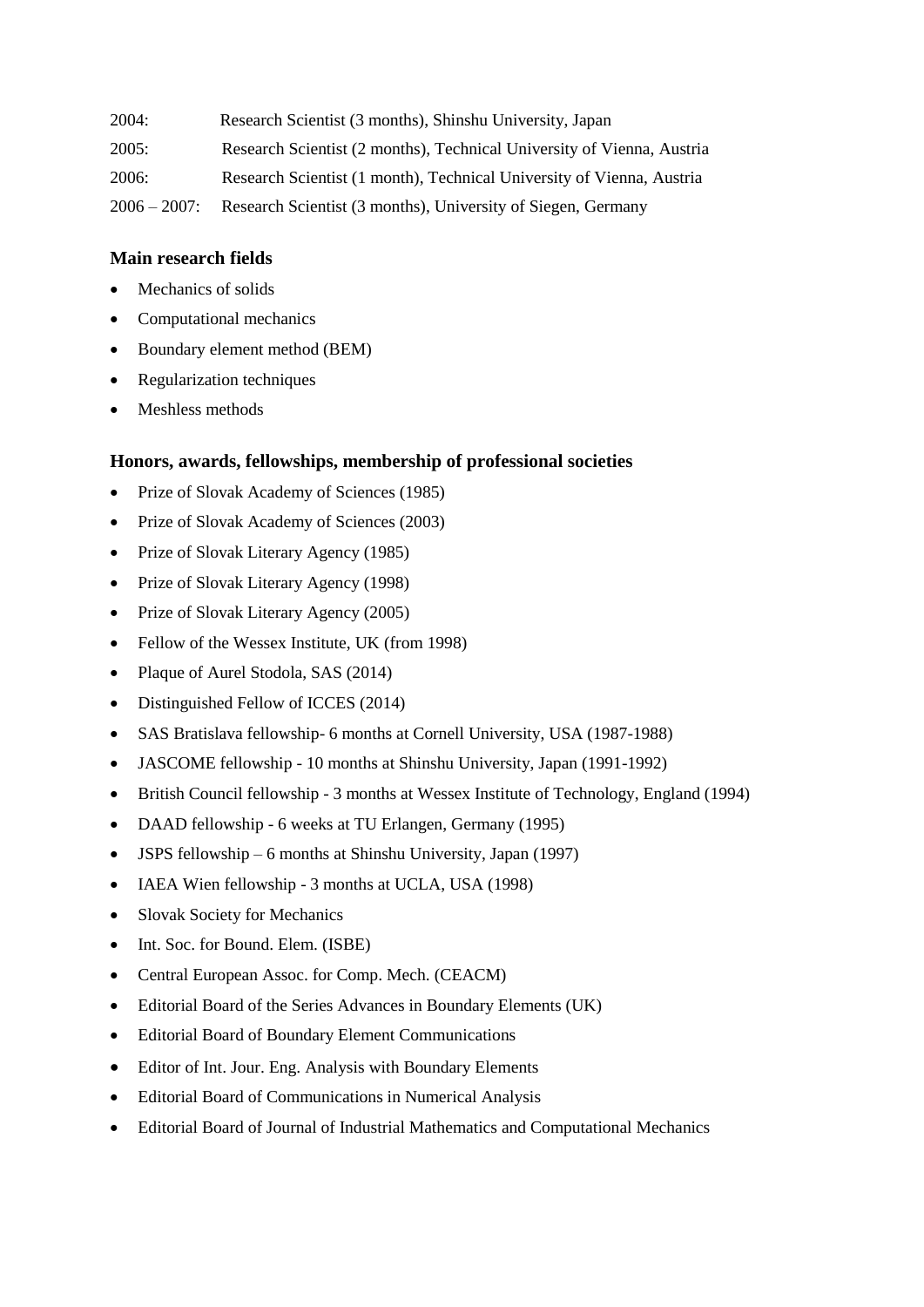2004: Research Scientist (3 months), Shinshu University, Japan

2005: Research Scientist (2 months), Technical University of Vienna, Austria

2006: Research Scientist (1 month), Technical University of Vienna, Austria

2006 – 2007: Research Scientist (3 months), University of Siegen, Germany

### Main research fields

- Mechanics of solids
- Computational mechanics
- Boundary element method (BEM)
- Regularization techniques
- Meshless methods

### Honors, awards, fellowships, membership of professional societies

- Prize of Slovak Academy of Sciences (1985)
- Prize of Slovak Academy of Sciences (2003)
- Prize of Slovak Literary Agency (1985)
- Prize of Slovak Literary Agency (1998)
- Prize of Slovak Literary Agency (2005)
- Fellow of the Wessex Institute, UK (from 1998)
- Plaque of Aurel Stodola, SAS (2014)
- Distinguished Fellow of ICCES (2014)
- SAS Bratislava fellowship- 6 months at Cornell University, USA (1987-1988)
- JASCOME fellowship - 10 months at Shinshu University, Japan (1991-1992)
- British Council fellowship - 3 months at Wessex Institute of Technology, England (1994)
- DAAD fellowship - 6 weeks at TU Erlangen, Germany (1995)
- JSPS fellowship – 6 months at Shinshu University, Japan (1997)
- IAEA Wien fellowship - 3 months at UCLA, USA (1998)
- Slovak Society for Mechanics
- Int. Soc. for Bound. Elem. (ISBE)
- Central European Assoc. for Comp. Mech. (CEACM)
- Editorial Board of the Series Advances in Boundary Elements (UK)
- Editorial Board of Boundary Element Communications
- Editor of Int. Jour. Eng. Analysis with Boundary Elements
- Editorial Board of Communications in Numerical Analysis
- Editorial Board of Journal of Industrial Mathematics and Computational Mechanics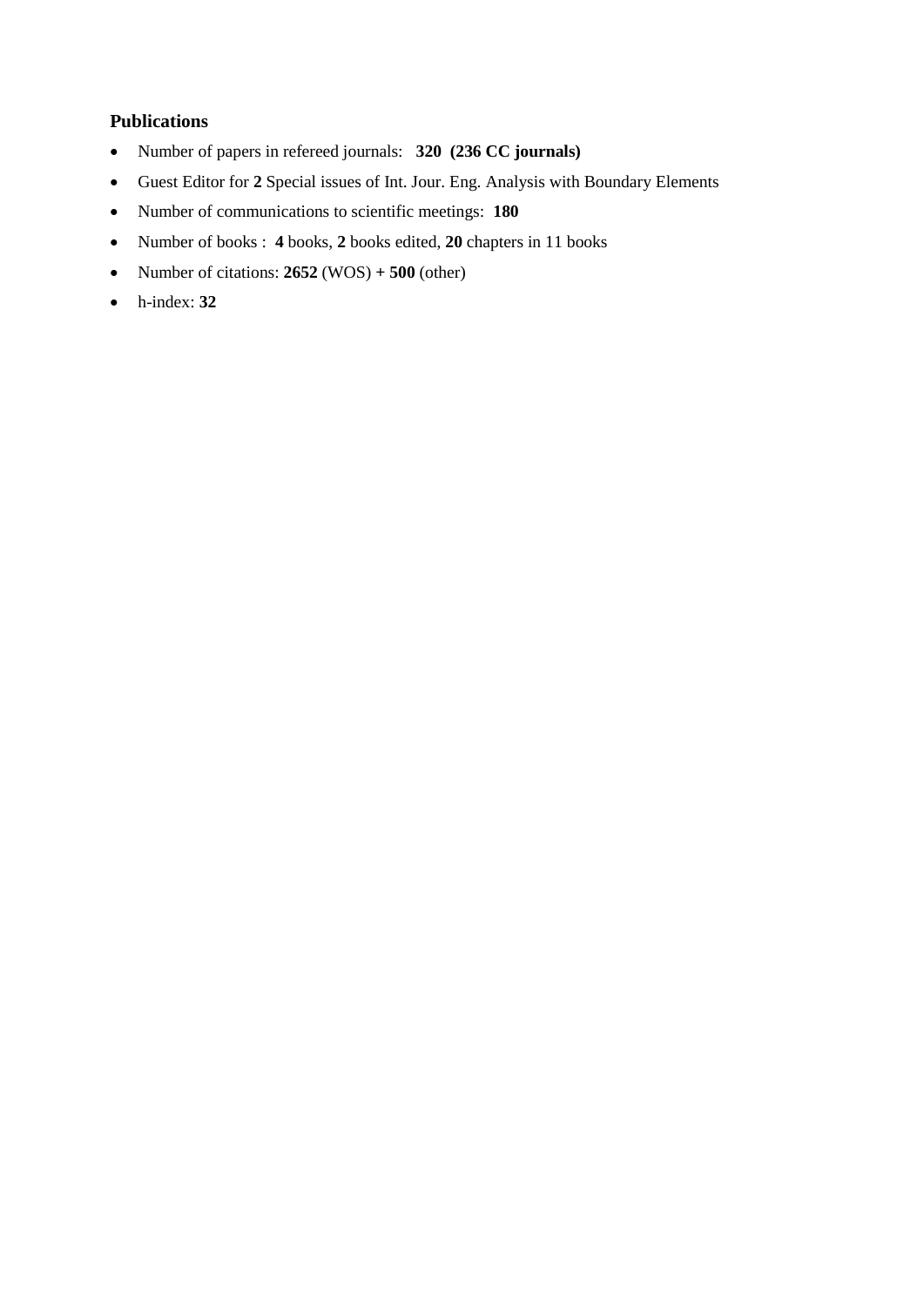### Publications

- Number of papers in refereed journals: **320 (236 CC journals)**
- Guest Editor for **2** Special issues of Int. Jour. Eng. Analysis with Boundary Elements
- Number of communications to scientific meetings: **180**
- Number of books : **4** books, **2** books edited, **20** chapters in 11 books
- Number of citations: **2652** (WOS) **+ 500** (other)
- h-index: **32**